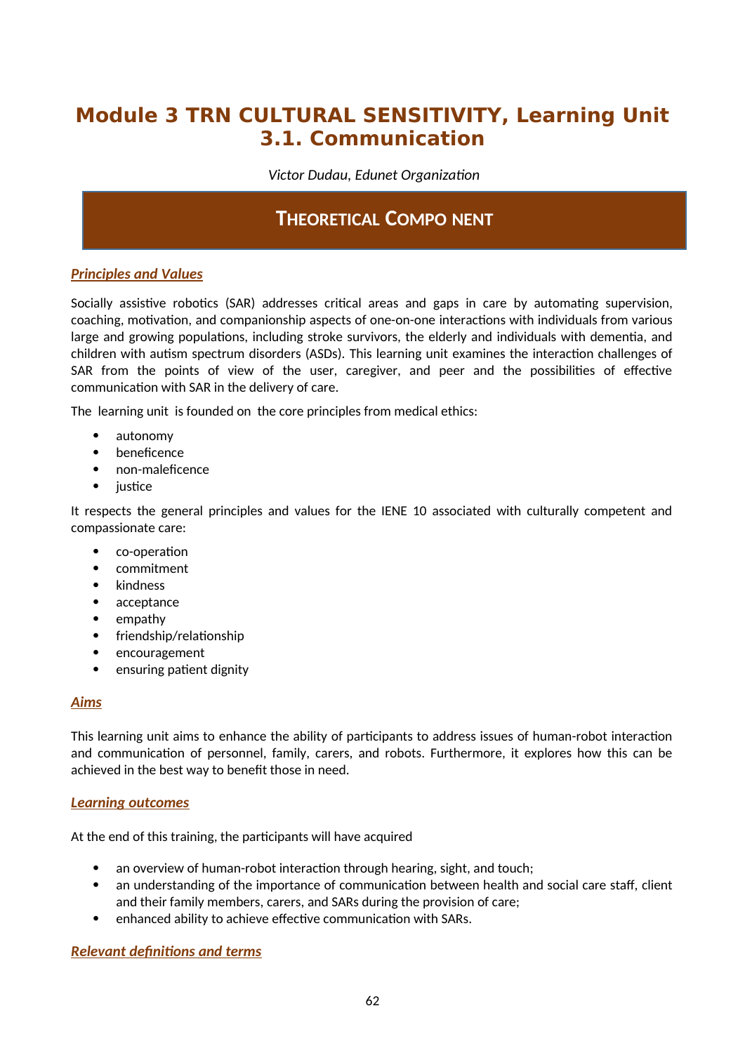# Module 3 TRN CULTURAL SENSITIVITY, Learning Unit 3.1. Communication

*Victor Dudau, Edunet Organization*

## THEORETICAL COMPO NENT

### *Principles and Values*

Socially assistive robotics (SAR) addresses critical areas and gaps in care by automating supervision, coaching, motivation, and companionship aspects of one-on-one interactions with individuals from various large and growing populations, including stroke survivors, the elderly and individuals with dementia, and children with autism spectrum disorders (ASDs). This learning unit examines the interaction challenges of SAR from the points of view of the user, caregiver, and peer and the possibilities of effective communication with SAR in the delivery of care.

The learning unit is founded on the core principles from medical ethics:

- autonomy
- beneficence
- non-maleficence
- justice

It respects the general principles and values for the IENE 10 associated with culturally competent and compassionate care:

- co-operation
- commitment
- kindness
- acceptance
- empathy
- friendship/relationship
- encouragement
- ensuring patient dignity

### *Aims*

This learning unit aims to enhance the ability of participants to address issues of human-robot interaction and communication of personnel, family, carers, and robots. Furthermore, it explores how this can be achieved in the best way to benefit those in need.

### *Learning outcomes*

At the end of this training, the participants will have acquired

- an overview of human-robot interaction through hearing, sight, and touch;
- an understanding of the importance of communication between health and social care staff, client and their family members, carers, and SARs during the provision of care;
- enhanced ability to achieve effective communication with SARs.

### *Relevant definitions and terms*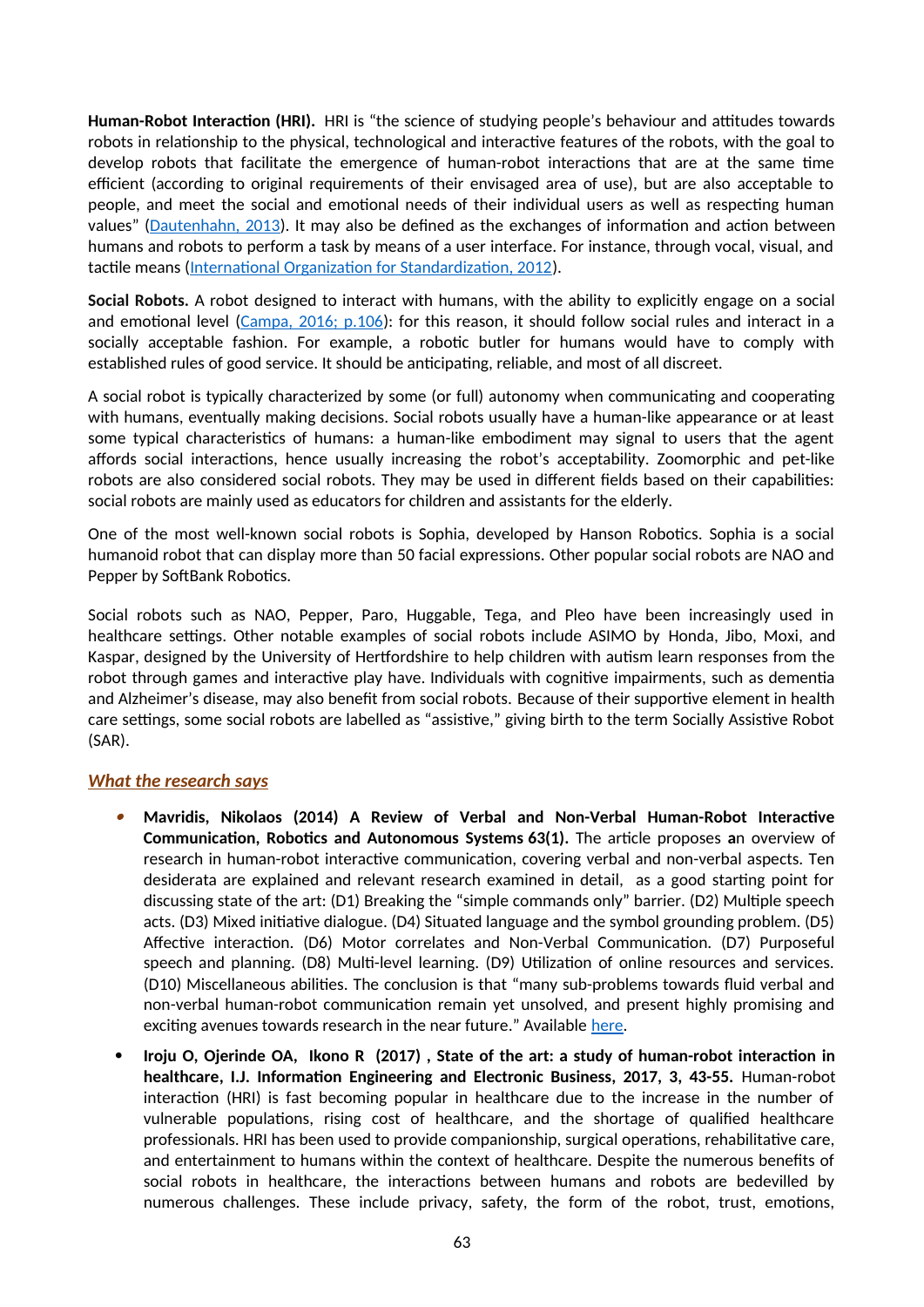**Human-Robot Interaction (HRI).** HRI is "the science of studying people's behaviour and attitudes towards robots in relationship to the physical, technological and interactive features of the robots, with the goal to develop robots that facilitate the emergence of human-robot interactions that are at the same time efficient (according to original requirements of their envisaged area of use), but are also acceptable to people, and meet the social and emotional needs of their individual users as well as respecting human values" ([Dautenhahn, 2013]()). It may also be defined as the exchanges of information and action between humans and robots to perform a task by means of a user interface. For instance, through vocal, visual, and tactile means ([International Organization for Standardization, 2012]()).

**Social Robots.** A robot designed to interact with humans, with the ability to explicitly engage on a social and emotional level ([Campa, 2016; p.106]()): for this reason, it should follow social rules and interact in a socially acceptable fashion. For example, a robotic butler for humans would have to comply with established rules of good service. It should be anticipating, reliable, and most of all discreet.

A social robot is typically characterized by some (or full) autonomy when communicating and cooperating with humans, eventually making decisions. Social robots usually have a human-like appearance or at least some typical characteristics of humans: a human-like embodiment may signal to users that the agent affords social interactions, hence usually increasing the robot's acceptability. Zoomorphic and pet-like robots are also considered social robots. They may be used in different fields based on their capabilities: social robots are mainly used as educators for children and assistants for the elderly.

One of the most well-known social robots is Sophia, developed by Hanson Robotics. Sophia is a social humanoid robot that can display more than 50 facial expressions. Other popular social robots are NAO and Pepper by SoftBank Robotics.

Social robots such as NAO, Pepper, Paro, Huggable, Tega, and Pleo have been increasingly used in healthcare settings. Other notable examples of social robots include ASIMO by Honda, Jibo, Moxi, and Kaspar, designed by the University of Hertfordshire to help children with autism learn responses from the robot through games and interactive play have. Individuals with cognitive impairments, such as dementia and Alzheimer's disease, may also benefit from social robots. Because of their supportive element in health care settings, some social robots are labelled as "assistive," giving birth to the term Socially Assistive Robot (SAR).

### ***What the research says***

- **Mavridis, Nikolaos (2014) A Review of Verbal and Non-Verbal Human-Robot Interactive Communication, Robotics and Autonomous Systems 63(1).** The article proposes **a**n overview of research in human-robot interactive communication, covering verbal and non-verbal aspects. Ten desiderata are explained and relevant research examined in detail, as a good starting point for discussing state of the art: (D1) Breaking the "simple commands only" barrier. (D2) Multiple speech acts. (D3) Mixed initiative dialogue. (D4) Situated language and the symbol grounding problem. (D5) Affective interaction. (D6) Motor correlates and Non-Verbal Communication. (D7) Purposeful speech and planning. (D8) Multi-level learning. (D9) Utilization of online resources and services. (D10) Miscellaneous abilities. The conclusion is that "many sub-problems towards fluid verbal and non-verbal human-robot communication remain yet unsolved, and present highly promising and exciting avenues towards research in the near future." Available [here]().
- **Iroju O, Ojerinde OA, Ikono R (2017) , State of the art: a study of human-robot interaction in healthcare, I.J. Information Engineering and Electronic Business, 2017, 3, 43-55.** Human-robot interaction (HRI) is fast becoming popular in healthcare due to the increase in the number of vulnerable populations, rising cost of healthcare, and the shortage of qualified healthcare professionals. HRI has been used to provide companionship, surgical operations, rehabilitative care, and entertainment to humans within the context of healthcare. Despite the numerous benefits of social robots in healthcare, the interactions between humans and robots are bedevilled by numerous challenges. These include privacy, safety, the form of the robot, trust, emotions,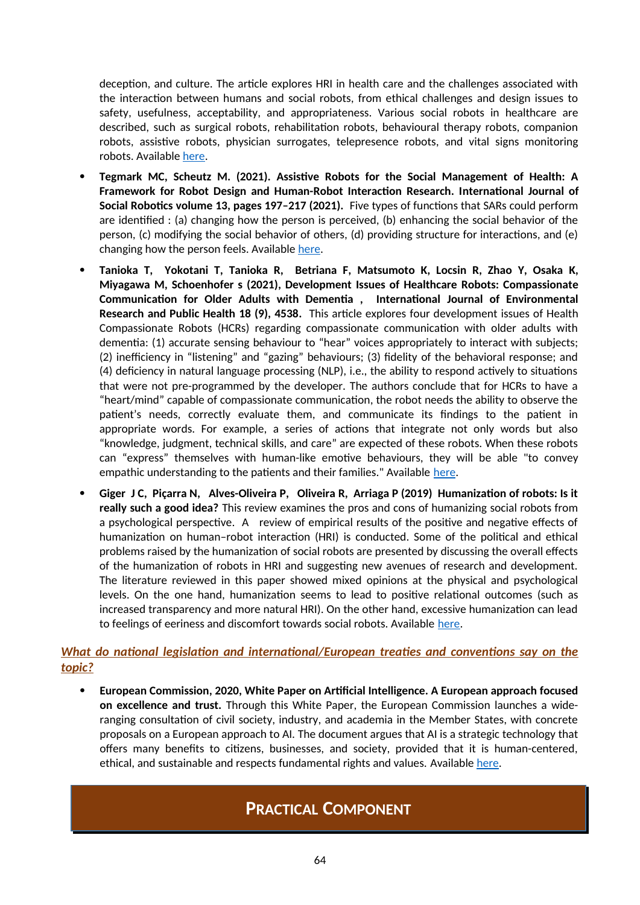deception, and culture. The article explores HRI in health care and the challenges associated with the interaction between humans and social robots, from ethical challenges and design issues to safety, usefulness, acceptability, and appropriateness. Various social robots in healthcare are described, such as surgical robots, rehabilitation robots, behavioural therapy robots, companion robots, assistive robots, physician surrogates, telepresence robots, and vital signs monitoring robots. Available here.

- **Tegmark MC, Scheutz M. (2021). Assistive Robots for the Social Management of Health: A Framework for Robot Design and Human-Robot Interaction Research. International Journal of Social Robotics volume 13, pages 197–217 (2021).** Five types of functions that SARs could perform are identified : (a) changing how the person is perceived, (b) enhancing the social behavior of the person, (c) modifying the social behavior of others, (d) providing structure for interactions, and (e) changing how the person feels. Available here.
- **Tanioka T, Yokotani T, Tanioka R, Betriana F, Matsumoto K, Locsin R, Zhao Y, Osaka K, Miyagawa M, Schoenhofer s (2021), Development Issues of Healthcare Robots: Compassionate Communication for Older Adults with Dementia , International Journal of Environmental Research and Public Health 18 (9), 4538.** This article explores four development issues of Health Compassionate Robots (HCRs) regarding compassionate communication with older adults with dementia: (1) accurate sensing behaviour to "hear" voices appropriately to interact with subjects; (2) inefficiency in "listening" and "gazing" behaviours; (3) fidelity of the behavioral response; and (4) deficiency in natural language processing (NLP), i.e., the ability to respond actively to situations that were not pre-programmed by the developer. The authors conclude that for HCRs to have a "heart/mind" capable of compassionate communication, the robot needs the ability to observe the patient's needs, correctly evaluate them, and communicate its findings to the patient in appropriate words. For example, a series of actions that integrate not only words but also "knowledge, judgment, technical skills, and care" are expected of these robots. When these robots can "express" themselves with human-like emotive behaviours, they will be able "to convey empathic understanding to the patients and their families." Available here.
- **Giger J C, Piçarra N, Alves-Oliveira P, Oliveira R, Arriaga P (2019) Humanization of robots: Is it really such a good idea?** This review examines the pros and cons of humanizing social robots from a psychological perspective. A review of empirical results of the positive and negative effects of humanization on human–robot interaction (HRI) is conducted. Some of the political and ethical problems raised by the humanization of social robots are presented by discussing the overall effects of the humanization of robots in HRI and suggesting new avenues of research and development. The literature reviewed in this paper showed mixed opinions at the physical and psychological levels. On the one hand, humanization seems to lead to positive relational outcomes (such as increased transparency and more natural HRI). On the other hand, excessive humanization can lead to feelings of eeriness and discomfort towards social robots. Available here.

### *What do national legislation and international/European treaties and conventions say on the topic?*

- **European Commission, 2020, White Paper on Artificial Intelligence. A European approach focused on excellence and trust.** Through this White Paper, the European Commission launches a wide-ranging consultation of civil society, industry, and academia in the Member States, with concrete proposals on a European approach to AI. The document argues that AI is a strategic technology that offers many benefits to citizens, businesses, and society, provided that it is human-centered, ethical, and sustainable and respects fundamental rights and values. Available here.

## PRACTICAL COMPONENT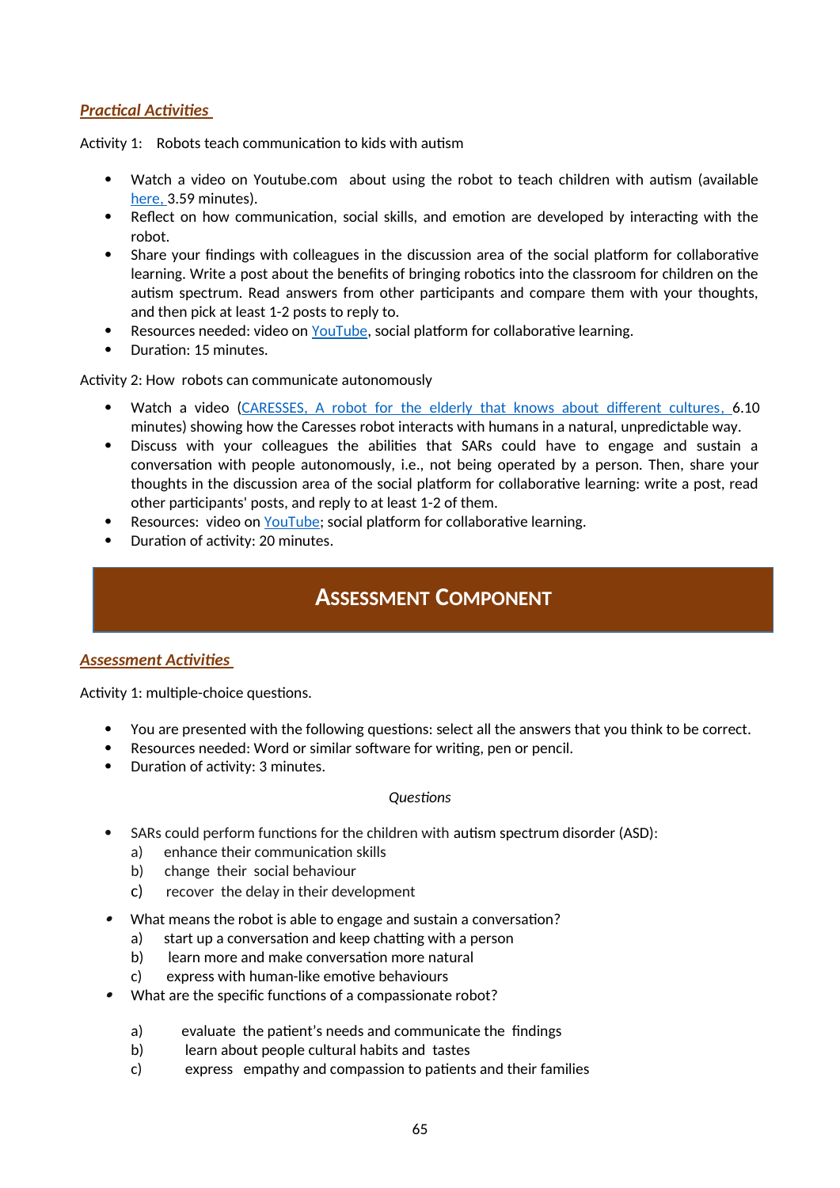***Practical Activities***

Activity 1: Robots teach communication to kids with autism

- Watch a video on Youtube.com about using the robot to teach children with autism (available here, 3.59 minutes).
- Reflect on how communication, social skills, and emotion are developed by interacting with the robot.
- Share your findings with colleagues in the discussion area of the social platform for collaborative learning. Write a post about the benefits of bringing robotics into the classroom for children on the autism spectrum. Read answers from other participants and compare them with your thoughts, and then pick at least 1-2 posts to reply to.
- Resources needed: video on YouTube, social platform for collaborative learning.
- Duration: 15 minutes.

Activity 2: How robots can communicate autonomously

- Watch a video (CARESSES, A robot for the elderly that knows about different cultures, 6.10 minutes) showing how the Caresses robot interacts with humans in a natural, unpredictable way.
- Discuss with your colleagues the abilities that SARs could have to engage and sustain a conversation with people autonomously, i.e., not being operated by a person. Then, share your thoughts in the discussion area of the social platform for collaborative learning: write a post, read other participants' posts, and reply to at least 1-2 of them.
- Resources: video on YouTube; social platform for collaborative learning.
- Duration of activity: 20 minutes.

## Assessment Component

***Assessment Activities***

Activity 1: multiple-choice questions.

- You are presented with the following questions: select all the answers that you think to be correct.
- Resources needed: Word or similar software for writing, pen or pencil.
- Duration of activity: 3 minutes.

*Questions*

- SARs could perform functions for the children with autism spectrum disorder (ASD):
  a) enhance their communication skills
  b) change their social behaviour
  c) recover the delay in their development
- What means the robot is able to engage and sustain a conversation?
  a) start up a conversation and keep chatting with a person
  b) learn more and make conversation more natural
  c) express with human-like emotive behaviours
- What are the specific functions of a compassionate robot?
  a) evaluate the patient's needs and communicate the findings
  b) learn about people cultural habits and tastes
  c) express empathy and compassion to patients and their families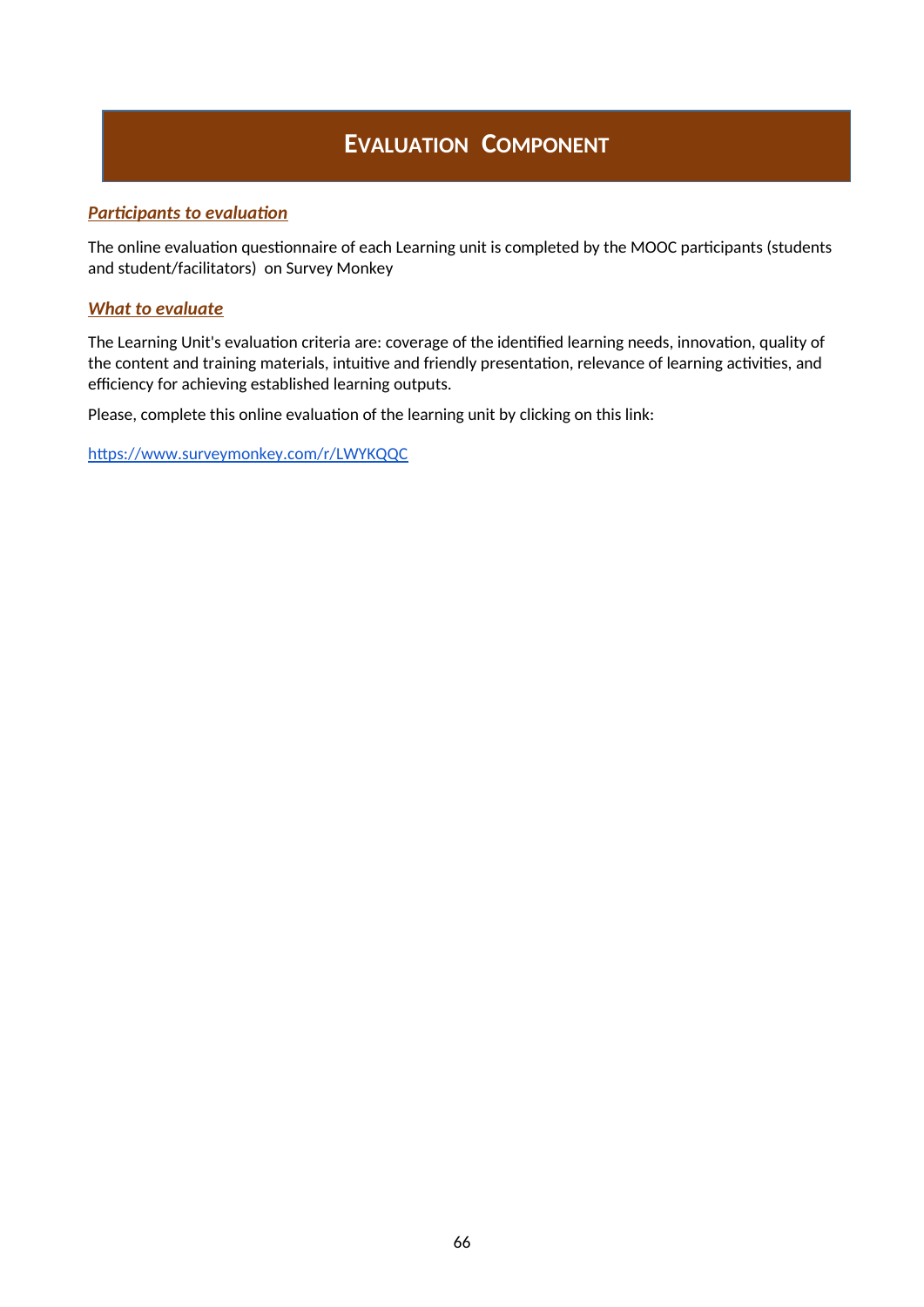# EVALUATION COMPONENT

***Participants to evaluation***

The online evaluation questionnaire of each Learning unit is completed by the MOOC participants (students and student/facilitators) on Survey Monkey

***What to evaluate***

The Learning Unit's evaluation criteria are: coverage of the identified learning needs, innovation, quality of the content and training materials, intuitive and friendly presentation, relevance of learning activities, and efficiency for achieving established learning outputs.

Please, complete this online evaluation of the learning unit by clicking on this link:

https://www.surveymonkey.com/r/LWYKQQC